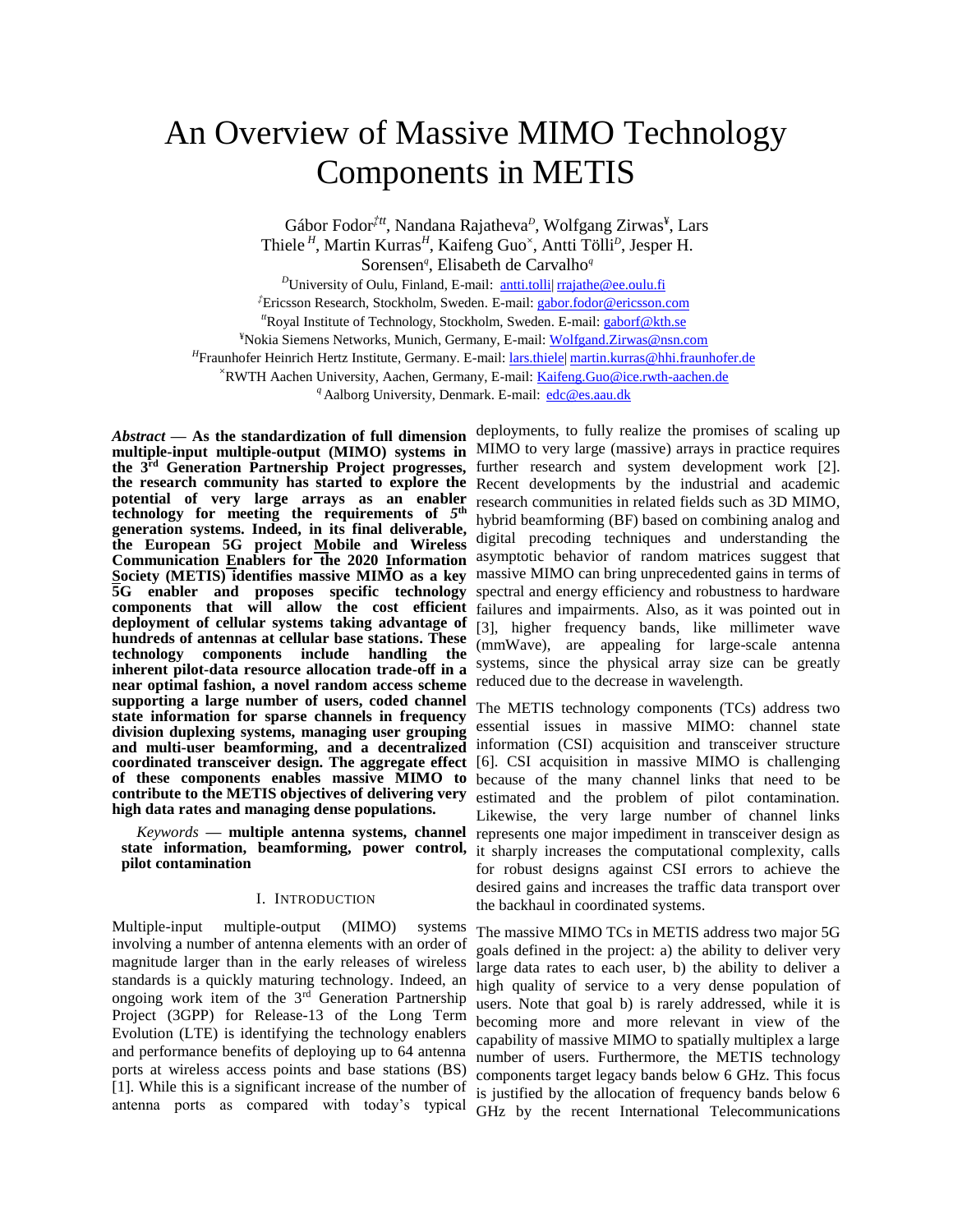# An Overview of Massive MIMO Technology Components in METIS

Gábor Fodor[‡tt], Nandana Rajatheva[D], Wolfgang Zirwas[¥], Lars Thiele[H], Martin Kurras[H], Kaifeng Guo[×], Antti Tölli[D], Jesper H. Sorensen[q], Elisabeth de Carvalho[q]

[D]University of Oulu, Finland, E-mail: antti.tolli| rrajathe@ee.oulu.fi

[‡]Ericsson Research, Stockholm, Sweden. E-mail: gabor.fodor@ericsson.com

[tt]Royal Institute of Technology, Stockholm, Sweden. E-mail: gaborf@kth.se

[¥]Nokia Siemens Networks, Munich, Germany, E-mail: Wolfgand.Zirwas@nsn.com

[H]Fraunhofer Heinrich Hertz Institute, Germany. E-mail: lars.thiele| martin.kurras@hhi.fraunhofer.de

[×]RWTH Aachen University, Aachen, Germany, E-mail: Kaifeng.Guo@ice.rwth-aachen.de

[q] Aalborg University, Denmark. E-mail: edc@es.aau.dk

***Abstract* — As the standardization of full dimension multiple-input multiple-output (MIMO) systems in the 3[rd] Generation Partnership Project progresses, the research community has started to explore the potential of very large arrays as an enabler technology for meeting the requirements of *5*[th] generation systems. Indeed, in its final deliverable, the European 5G project Mobile and Wireless Communication Enablers for the 2020 Information Society (METIS) identifies massive MIMO as a key 5G enabler and proposes specific technology components that will allow the cost efficient deployment of cellular systems taking advantage of hundreds of antennas at cellular base stations. These technology components include handling the inherent pilot-data resource allocation trade-off in a near optimal fashion, a novel random access scheme supporting a large number of users, coded channel state information for sparse channels in frequency division duplexing systems, managing user grouping and multi-user beamforming, and a decentralized coordinated transceiver design. The aggregate effect of these components enables massive MIMO to contribute to the METIS objectives of delivering very high data rates and managing dense populations.**

***Keywords* — multiple antenna systems, channel state information, beamforming, power control, pilot contamination**

## I. Introduction

Multiple-input multiple-output (MIMO) systems involving a number of antenna elements with an order of magnitude larger than in the early releases of wireless standards is a quickly maturing technology. Indeed, an ongoing work item of the 3[rd] Generation Partnership Project (3GPP) for Release-13 of the Long Term Evolution (LTE) is identifying the technology enablers and performance benefits of deploying up to 64 antenna ports at wireless access points and base stations (BS) [1]. While this is a significant increase of the number of antenna ports as compared with today's typical deployments, to fully realize the promises of scaling up MIMO to very large (massive) arrays in practice requires further research and system development work [2]. Recent developments by the industrial and academic research communities in related fields such as 3D MIMO, hybrid beamforming (BF) based on combining analog and digital precoding techniques and understanding the asymptotic behavior of random matrices suggest that massive MIMO can bring unprecedented gains in terms of spectral and energy efficiency and robustness to hardware failures and impairments. Also, as it was pointed out in [3], higher frequency bands, like millimeter wave (mmWave), are appealing for large-scale antenna systems, since the physical array size can be greatly reduced due to the decrease in wavelength.

The METIS technology components (TCs) address two essential issues in massive MIMO: channel state information (CSI) acquisition and transceiver structure [6]. CSI acquisition in massive MIMO is challenging because of the many channel links that need to be estimated and the problem of pilot contamination. Likewise, the very large number of channel links represents one major impediment in transceiver design as it sharply increases the computational complexity, calls for robust designs against CSI errors to achieve the desired gains and increases the traffic data transport over the backhaul in coordinated systems.

The massive MIMO TCs in METIS address two major 5G goals defined in the project: a) the ability to deliver very large data rates to each user, b) the ability to deliver a high quality of service to a very dense population of users. Note that goal b) is rarely addressed, while it is becoming more and more relevant in view of the capability of massive MIMO to spatially multiplex a large number of users. Furthermore, the METIS technology components target legacy bands below 6 GHz. This focus is justified by the allocation of frequency bands below 6 GHz by the recent International Telecommunications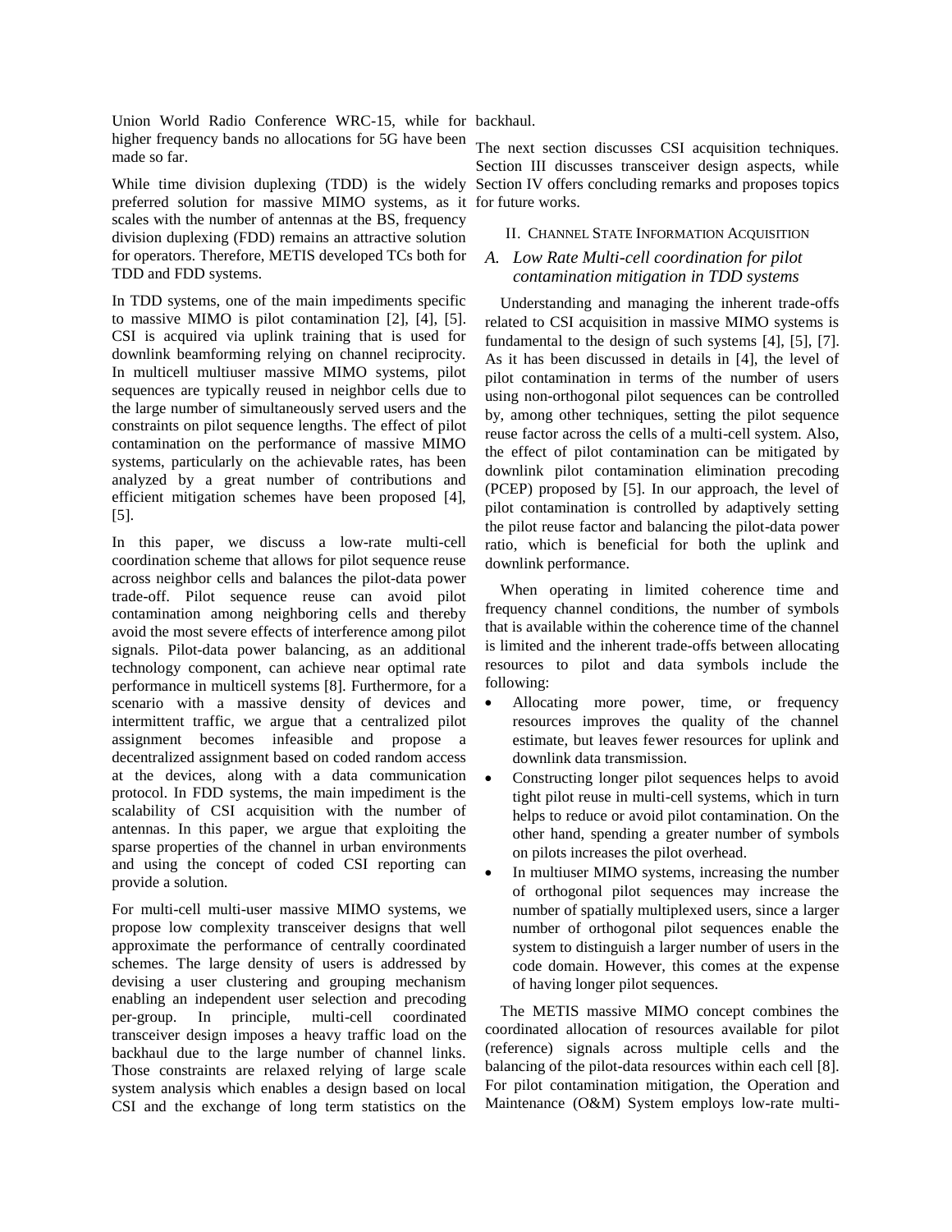Union World Radio Conference WRC-15, while for higher frequency bands no allocations for 5G have been made so far.

While time division duplexing (TDD) is the widely preferred solution for massive MIMO systems, as it scales with the number of antennas at the BS, frequency division duplexing (FDD) remains an attractive solution for operators. Therefore, METIS developed TCs both for TDD and FDD systems.

In TDD systems, one of the main impediments specific to massive MIMO is pilot contamination [2], [4], [5]. CSI is acquired via uplink training that is used for downlink beamforming relying on channel reciprocity. In multicell multiuser massive MIMO systems, pilot sequences are typically reused in neighbor cells due to the large number of simultaneously served users and the constraints on pilot sequence lengths. The effect of pilot contamination on the performance of massive MIMO systems, particularly on the achievable rates, has been analyzed by a great number of contributions and efficient mitigation schemes have been proposed [4], [5].

In this paper, we discuss a low-rate multi-cell coordination scheme that allows for pilot sequence reuse across neighbor cells and balances the pilot-data power trade-off. Pilot sequence reuse can avoid pilot contamination among neighboring cells and thereby avoid the most severe effects of interference among pilot signals. Pilot-data power balancing, as an additional technology component, can achieve near optimal rate performance in multicell systems [8]. Furthermore, for a scenario with a massive density of devices and intermittent traffic, we argue that a centralized pilot assignment becomes infeasible and propose a decentralized assignment based on coded random access at the devices, along with a data communication protocol. In FDD systems, the main impediment is the scalability of CSI acquisition with the number of antennas. In this paper, we argue that exploiting the sparse properties of the channel in urban environments and using the concept of coded CSI reporting can provide a solution.

For multi-cell multi-user massive MIMO systems, we propose low complexity transceiver designs that well approximate the performance of centrally coordinated schemes. The large density of users is addressed by devising a user clustering and grouping mechanism enabling an independent user selection and precoding per-group. In principle, multi-cell coordinated transceiver design imposes a heavy traffic load on the backhaul due to the large number of channel links. Those constraints are relaxed relying of large scale system analysis which enables a design based on local CSI and the exchange of long term statistics on the backhaul.

The next section discusses CSI acquisition techniques. Section III discusses transceiver design aspects, while Section IV offers concluding remarks and proposes topics for future works.

## II. Channel State Information Acquisition

### *A. Low Rate Multi-cell coordination for pilot contamination mitigation in TDD systems*

Understanding and managing the inherent trade-offs related to CSI acquisition in massive MIMO systems is fundamental to the design of such systems [4], [5], [7]. As it has been discussed in details in [4], the level of pilot contamination in terms of the number of users using non-orthogonal pilot sequences can be controlled by, among other techniques, setting the pilot sequence reuse factor across the cells of a multi-cell system. Also, the effect of pilot contamination can be mitigated by downlink pilot contamination elimination precoding (PCEP) proposed by [5]. In our approach, the level of pilot contamination is controlled by adaptively setting the pilot reuse factor and balancing the pilot-data power ratio, which is beneficial for both the uplink and downlink performance.

When operating in limited coherence time and frequency channel conditions, the number of symbols that is available within the coherence time of the channel is limited and the inherent trade-offs between allocating resources to pilot and data symbols include the following:

- Allocating more power, time, or frequency resources improves the quality of the channel estimate, but leaves fewer resources for uplink and downlink data transmission.
- Constructing longer pilot sequences helps to avoid tight pilot reuse in multi-cell systems, which in turn helps to reduce or avoid pilot contamination. On the other hand, spending a greater number of symbols on pilots increases the pilot overhead.
- In multiuser MIMO systems, increasing the number of orthogonal pilot sequences may increase the number of spatially multiplexed users, since a larger number of orthogonal pilot sequences enable the system to distinguish a larger number of users in the code domain. However, this comes at the expense of having longer pilot sequences.

The METIS massive MIMO concept combines the coordinated allocation of resources available for pilot (reference) signals across multiple cells and the balancing of the pilot-data resources within each cell [8]. For pilot contamination mitigation, the Operation and Maintenance (O&M) System employs low-rate multi-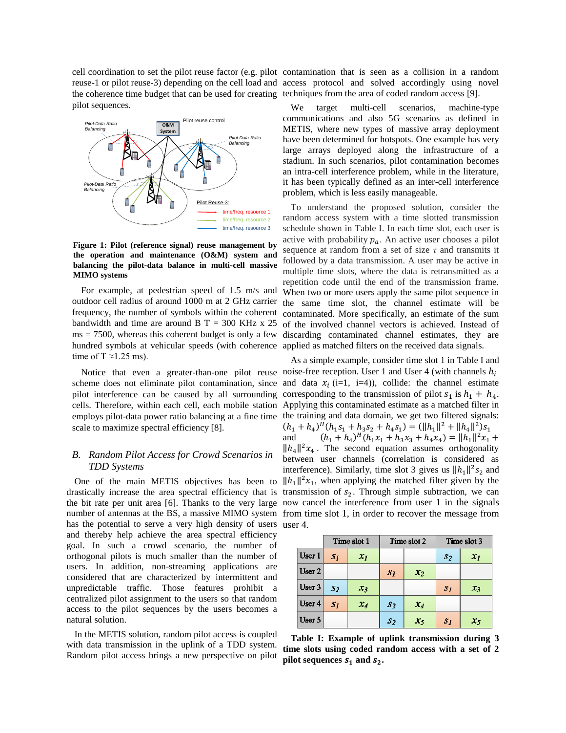cell coordination to set the pilot reuse factor (e.g. pilot reuse-1 or pilot reuse-3) depending on the cell load and the coherence time budget that can be used for creating pilot sequences.

**Figure 1: Pilot (reference signal) reuse management by the operation and maintenance (O&M) system and balancing the pilot-data balance in multi-cell massive MIMO systems**

For example, at pedestrian speed of 1.5 m/s and outdoor cell radius of around 1000 m at 2 GHz carrier frequency, the number of symbols within the coherent bandwidth and time are around B T = 300 KHz x 25 ms = 7500, whereas this coherent budget is only a few hundred symbols at vehicular speeds (with coherence time of T ≈1.25 ms).

Notice that even a greater-than-one pilot reuse scheme does not eliminate pilot contamination, since pilot interference can be caused by all surrounding cells. Therefore, within each cell, each mobile station employs pilot-data power ratio balancing at a fine time scale to maximize spectral efficiency [8].

### B. *Random Pilot Access for Crowd Scenarios in TDD Systems*

One of the main METIS objectives has been to drastically increase the area spectral efficiency that is the bit rate per unit area [6]. Thanks to the very large number of antennas at the BS, a massive MIMO system has the potential to serve a very high density of users and thereby help achieve the area spectral efficiency goal. In such a crowd scenario, the number of orthogonal pilots is much smaller than the number of users. In addition, non-streaming applications are considered that are characterized by intermittent and unpredictable traffic. Those features prohibit a centralized pilot assignment to the users so that random access to the pilot sequences by the users becomes a natural solution.

In the METIS solution, random pilot access is coupled with data transmission in the uplink of a TDD system. Random pilot access brings a new perspective on pilot contamination that is seen as a collision in a random access protocol and solved accordingly using novel techniques from the area of coded random access [9].

We target multi-cell scenarios, machine-type communications and also 5G scenarios as defined in METIS, where new types of massive array deployment have been determined for hotspots. One example has very large arrays deployed along the infrastructure of a stadium. In such scenarios, pilot contamination becomes an intra-cell interference problem, while in the literature, it has been typically defined as an inter-cell interference problem, which is less easily manageable.

To understand the proposed solution, consider the random access system with a time slotted transmission schedule shown in Table I. In each time slot, each user is active with probability $p_a$. An active user chooses a pilot sequence at random from a set of size $\tau$ and transmits it followed by a data transmission. A user may be active in multiple time slots, where the data is retransmitted as a repetition code until the end of the transmission frame. When two or more users apply the same pilot sequence in the same time slot, the channel estimate will be contaminated. More specifically, an estimate of the sum of the involved channel vectors is achieved. Instead of discarding contaminated channel estimates, they are applied as matched filters on the received data signals.

As a simple example, consider time slot 1 in Table I and noise-free reception. User 1 and User 4 (with channels $h_i$ and data $x_i$ (i=1, i=4)), collide: the channel estimate corresponding to the transmission of pilot $s_1$ is $h_1 + h_4$. Applying this contaminated estimate as a matched filter in the training and data domain, we get two filtered signals: $(h_1 + h_4)^H(h_1 s_1 + h_3 s_2 + h_4 s_1) = (\|h_1\|^2 + \|h_4\|^2)s_1$ and $(h_1 + h_4)^H(h_1 x_1 + h_3 x_3 + h_4 x_4) = \|h_1\|^2 x_1 + \|h_4\|^2 x_4$. The second equation assumes orthogonality between user channels (correlation is considered as interference). Similarly, time slot 3 gives us $\|h_1\|^2 s_2$ and $\|h_1\|^2 x_1$, when applying the matched filter given by the transmission of $s_2$. Through simple subtraction, we can now cancel the interference from user 1 in the signals from time slot 1, in order to recover the message from user 4.

| | Time slot 1 | | Time slot 2 | | Time slot 3 | |
|---|---|---|---|---|---|---|
| User 1 | $s_1$ | $x_1$ | | | $s_2$ | $x_1$ |
| User 2 | | | $s_1$ | $x_2$ | | |
| User 3 | $s_2$ | $x_3$ | | | $s_1$ | $x_3$ |
| User 4 | $s_1$ | $x_4$ | $s_2$ | $x_4$ | | |
| User 5 | | | $s_2$ | $x_5$ | $s_1$ | $x_5$ |

**Table I: Example of uplink transmission during 3 time slots using coded random access with a set of 2 pilot sequences $s_1$ and $s_2$.**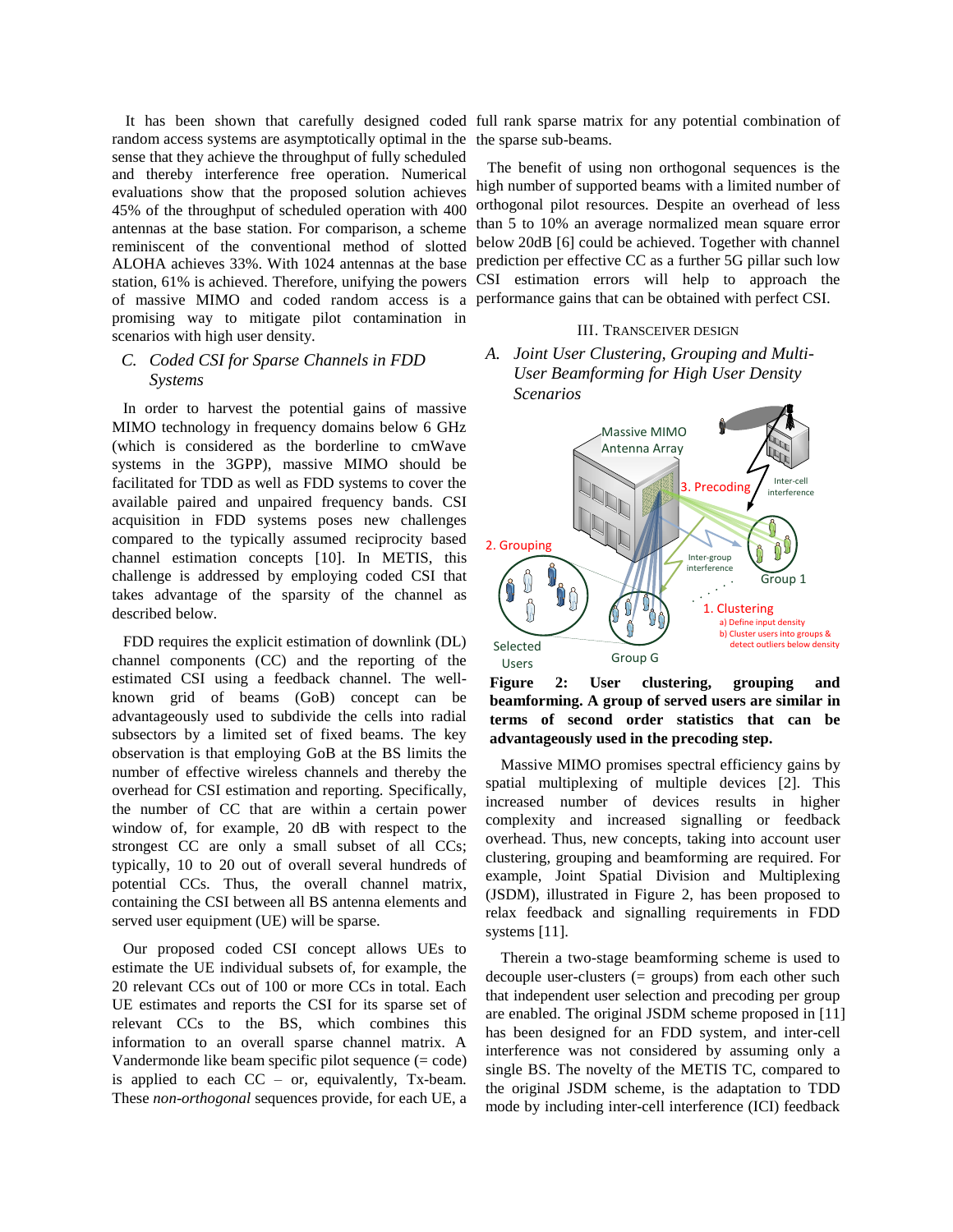It has been shown that carefully designed coded random access systems are asymptotically optimal in the sense that they achieve the throughput of fully scheduled and thereby interference free operation. Numerical evaluations show that the proposed solution achieves 45% of the throughput of scheduled operation with 400 antennas at the base station. For comparison, a scheme reminiscent of the conventional method of slotted ALOHA achieves 33%. With 1024 antennas at the base station, 61% is achieved. Therefore, unifying the powers of massive MIMO and coded random access is a promising way to mitigate pilot contamination in scenarios with high user density.

### *C. Coded CSI for Sparse Channels in FDD Systems*

In order to harvest the potential gains of massive MIMO technology in frequency domains below 6 GHz (which is considered as the borderline to cmWave systems in the 3GPP), massive MIMO should be facilitated for TDD as well as FDD systems to cover the available paired and unpaired frequency bands. CSI acquisition in FDD systems poses new challenges compared to the typically assumed reciprocity based channel estimation concepts [10]. In METIS, this challenge is addressed by employing coded CSI that takes advantage of the sparsity of the channel as described below.

FDD requires the explicit estimation of downlink (DL) channel components (CC) and the reporting of the estimated CSI using a feedback channel. The well-known grid of beams (GoB) concept can be advantageously used to subdivide the cells into radial subsectors by a limited set of fixed beams. The key observation is that employing GoB at the BS limits the number of effective wireless channels and thereby the overhead for CSI estimation and reporting. Specifically, the number of CC that are within a certain power window of, for example, 20 dB with respect to the strongest CC are only a small subset of all CCs; typically, 10 to 20 out of overall several hundreds of potential CCs. Thus, the overall channel matrix, containing the CSI between all BS antenna elements and served user equipment (UE) will be sparse.

Our proposed coded CSI concept allows UEs to estimate the UE individual subsets of, for example, the 20 relevant CCs out of 100 or more CCs in total. Each UE estimates and reports the CSI for its sparse set of relevant CCs to the BS, which combines this information to an overall sparse channel matrix. A Vandermonde like beam specific pilot sequence (= code) is applied to each CC – or, equivalently, Tx-beam. These *non-orthogonal* sequences provide, for each UE, a full rank sparse matrix for any potential combination of the sparse sub-beams.

The benefit of using non orthogonal sequences is the high number of supported beams with a limited number of orthogonal pilot resources. Despite an overhead of less than 5 to 10% an average normalized mean square error below 20dB [6] could be achieved. Together with channel prediction per effective CC as a further 5G pillar such low CSI estimation errors will help to approach the performance gains that can be obtained with perfect CSI.

## III. Transceiver Design

### *A. Joint User Clustering, Grouping and Multi-User Beamforming for High User Density Scenarios*

**Figure 2: User clustering, grouping and beamforming. A group of served users are similar in terms of second order statistics that can be advantageously used in the precoding step.**

Massive MIMO promises spectral efficiency gains by spatial multiplexing of multiple devices [2]. This increased number of devices results in higher complexity and increased signalling or feedback overhead. Thus, new concepts, taking into account user clustering, grouping and beamforming are required. For example, Joint Spatial Division and Multiplexing (JSDM), illustrated in Figure 2, has been proposed to relax feedback and signalling requirements in FDD systems [11].

Therein a two-stage beamforming scheme is used to decouple user-clusters (= groups) from each other such that independent user selection and precoding per group are enabled. The original JSDM scheme proposed in [11] has been designed for an FDD system, and inter-cell interference was not considered by assuming only a single BS. The novelty of the METIS TC, compared to the original JSDM scheme, is the adaptation to TDD mode by including inter-cell interference (ICI) feedback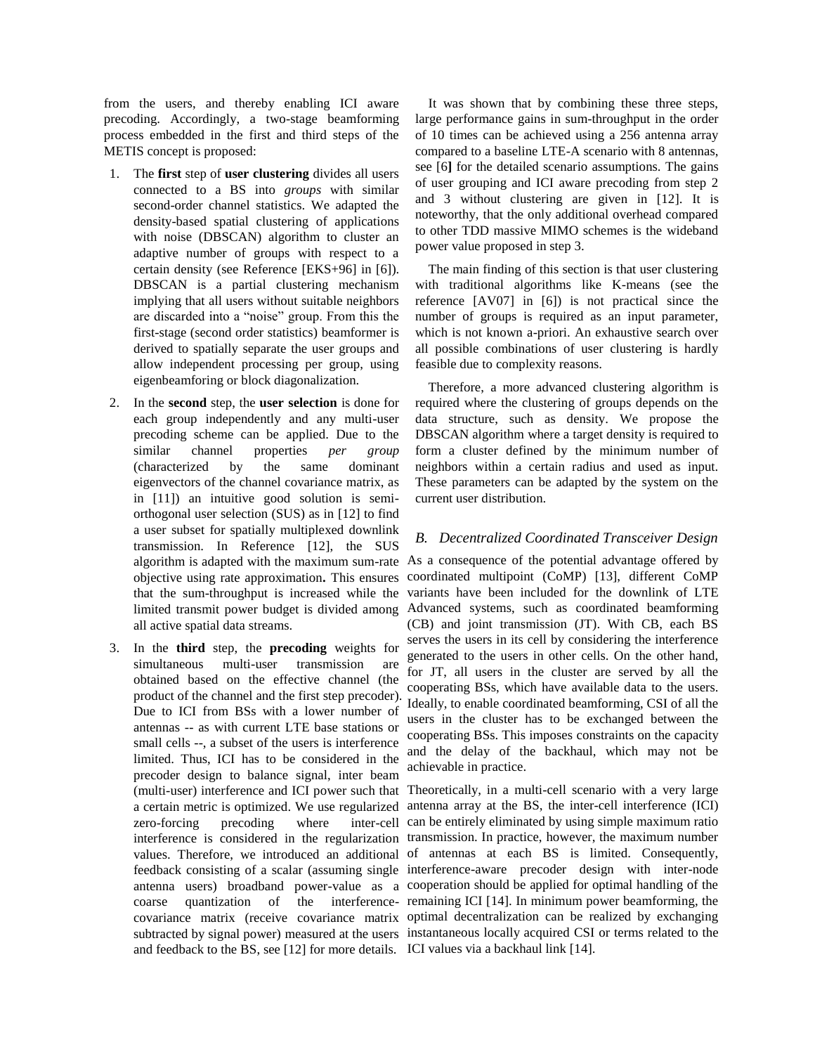from the users, and thereby enabling ICI aware precoding. Accordingly, a two-stage beamforming process embedded in the first and third steps of the METIS concept is proposed:

1. The **first** step of **user clustering** divides all users connected to a BS into *groups* with similar second-order channel statistics. We adapted the density-based spatial clustering of applications with noise (DBSCAN) algorithm to cluster an adaptive number of groups with respect to a certain density (see Reference [EKS+96] in [6]). DBSCAN is a partial clustering mechanism implying that all users without suitable neighbors are discarded into a "noise" group. From this the first-stage (second order statistics) beamformer is derived to spatially separate the user groups and allow independent processing per group, using eigenbeamforing or block diagonalization.
2. In the **second** step, the **user selection** is done for each group independently and any multi-user precoding scheme can be applied. Due to the similar channel properties *per group* (characterized by the same dominant eigenvectors of the channel covariance matrix, as in [11]) an intuitive good solution is semi-orthogonal user selection (SUS) as in [12] to find a user subset for spatially multiplexed downlink transmission. In Reference [12], the SUS algorithm is adapted with the maximum sum-rate objective using rate approximation**.** This ensures that the sum-throughput is increased while the limited transmit power budget is divided among all active spatial data streams.
3. In the **third** step, the **precoding** weights for simultaneous multi-user transmission are obtained based on the effective channel (the product of the channel and the first step precoder). Due to ICI from BSs with a lower number of antennas -- as with current LTE base stations or small cells --, a subset of the users is interference limited. Thus, ICI has to be considered in the precoder design to balance signal, inter beam (multi-user) interference and ICI power such that a certain metric is optimized. We use regularized zero-forcing precoding where inter-cell interference is considered in the regularization values. Therefore, we introduced an additional feedback consisting of a scalar (assuming single antenna users) broadband power-value as a coarse quantization of the interference-covariance matrix (receive covariance matrix subtracted by signal power) measured at the users and feedback to the BS, see [12] for more details.

It was shown that by combining these three steps, large performance gains in sum-throughput in the order of 10 times can be achieved using a 256 antenna array compared to a baseline LTE-A scenario with 8 antennas, see [6**]** for the detailed scenario assumptions. The gains of user grouping and ICI aware precoding from step 2 and 3 without clustering are given in [12]. It is noteworthy, that the only additional overhead compared to other TDD massive MIMO schemes is the wideband power value proposed in step 3.

The main finding of this section is that user clustering with traditional algorithms like K-means (see the reference [AV07] in [6]) is not practical since the number of groups is required as an input parameter, which is not known a-priori. An exhaustive search over all possible combinations of user clustering is hardly feasible due to complexity reasons.

Therefore, a more advanced clustering algorithm is required where the clustering of groups depends on the data structure, such as density. We propose the DBSCAN algorithm where a target density is required to form a cluster defined by the minimum number of neighbors within a certain radius and used as input. These parameters can be adapted by the system on the current user distribution.

### *B. Decentralized Coordinated Transceiver Design*

As a consequence of the potential advantage offered by coordinated multipoint (CoMP) [13], different CoMP variants have been included for the downlink of LTE Advanced systems, such as coordinated beamforming (CB) and joint transmission (JT). With CB, each BS serves the users in its cell by considering the interference generated to the users in other cells. On the other hand, for JT, all users in the cluster are served by all the cooperating BSs, which have available data to the users. Ideally, to enable coordinated beamforming, CSI of all the users in the cluster has to be exchanged between the cooperating BSs. This imposes constraints on the capacity and the delay of the backhaul, which may not be achievable in practice.

Theoretically, in a multi-cell scenario with a very large antenna array at the BS, the inter-cell interference (ICI) can be entirely eliminated by using simple maximum ratio transmission. In practice, however, the maximum number of antennas at each BS is limited. Consequently, interference-aware precoder design with inter-node cooperation should be applied for optimal handling of the remaining ICI [14]. In minimum power beamforming, the optimal decentralization can be realized by exchanging instantaneous locally acquired CSI or terms related to the ICI values via a backhaul link [14].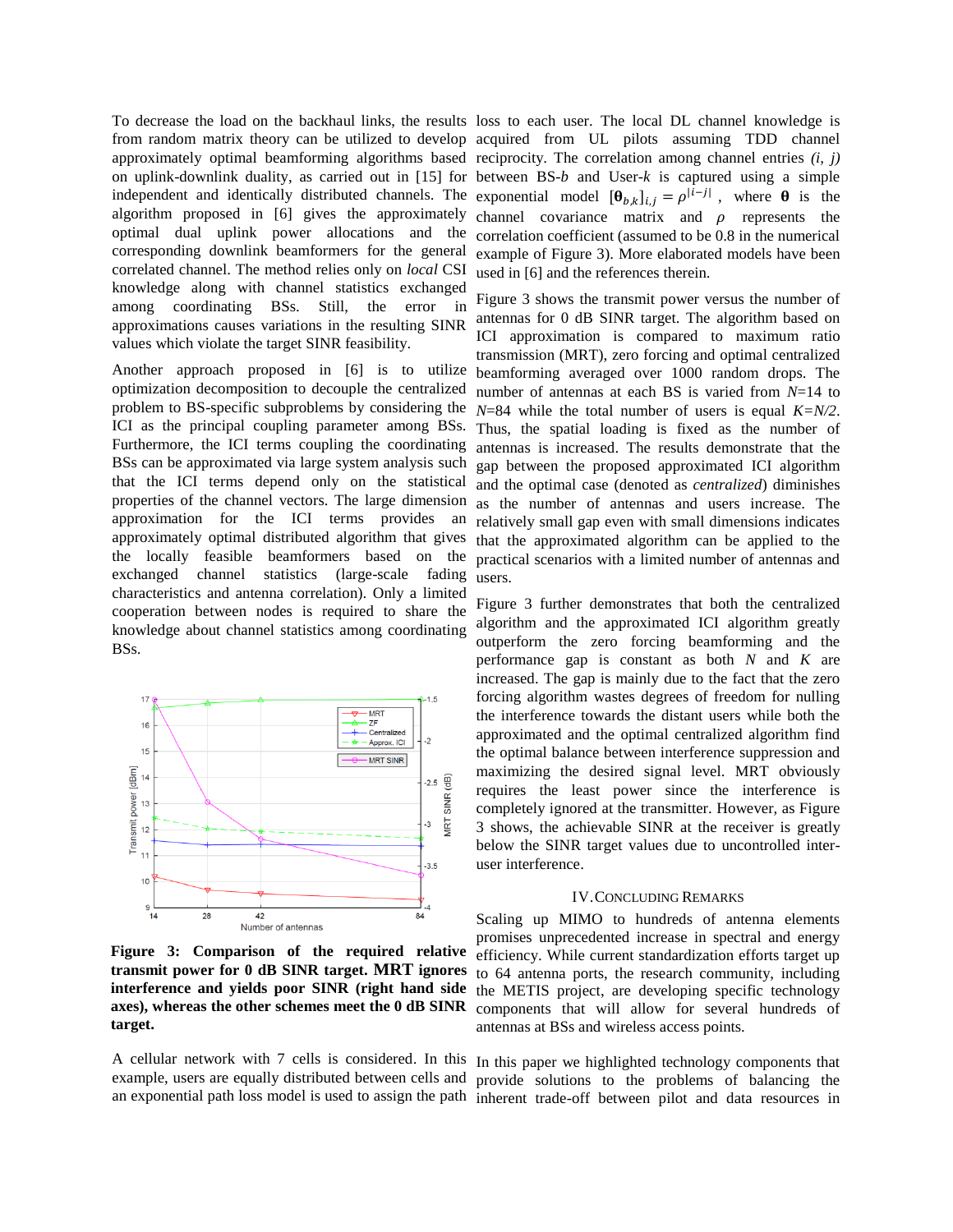To decrease the load on the backhaul links, the results from random matrix theory can be utilized to develop approximately optimal beamforming algorithms based on uplink-downlink duality, as carried out in [15] for independent and identically distributed channels. The algorithm proposed in [6] gives the approximately optimal dual uplink power allocations and the corresponding downlink beamformers for the general correlated channel. The method relies only on *local* CSI knowledge along with channel statistics exchanged among coordinating BSs. Still, the error in approximations causes variations in the resulting SINR values which violate the target SINR feasibility.

Another approach proposed in [6] is to utilize optimization decomposition to decouple the centralized problem to BS-specific subproblems by considering the ICI as the principal coupling parameter among BSs. Furthermore, the ICI terms coupling the coordinating BSs can be approximated via large system analysis such that the ICI terms depend only on the statistical properties of the channel vectors. The large dimension approximation for the ICI terms provides an approximately optimal distributed algorithm that gives the locally feasible beamformers based on the exchanged channel statistics (large-scale fading characteristics and antenna correlation). Only a limited cooperation between nodes is required to share the knowledge about channel statistics among coordinating BSs.

**Figure 3: Comparison of the required relative transmit power for 0 dB SINR target. MRT ignores interference and yields poor SINR (right hand side axes), whereas the other schemes meet the 0 dB SINR target.**

A cellular network with 7 cells is considered. In this example, users are equally distributed between cells and an exponential path loss model is used to assign the path loss to each user. The local DL channel knowledge is acquired from UL pilots assuming TDD channel reciprocity. The correlation among channel entries *(i, j)* between BS-*b* and User-*k* is captured using a simple exponential model $[\boldsymbol{\theta}_{b,k}]_{i,j} = \rho^{|i-j|}$, where $\boldsymbol{\theta}$ is the channel covariance matrix and $\rho$ represents the correlation coefficient (assumed to be 0.8 in the numerical example of Figure 3). More elaborated models have been used in [6] and the references therein.

Figure 3 shows the transmit power versus the number of antennas for 0 dB SINR target. The algorithm based on ICI approximation is compared to maximum ratio transmission (MRT), zero forcing and optimal centralized beamforming averaged over 1000 random drops. The number of antennas at each BS is varied from *N*=14 to *N*=84 while the total number of users is equal *K=N/2*. Thus, the spatial loading is fixed as the number of antennas is increased. The results demonstrate that the gap between the proposed approximated ICI algorithm and the optimal case (denoted as *centralized*) diminishes as the number of antennas and users increase. The relatively small gap even with small dimensions indicates that the approximated algorithm can be applied to the practical scenarios with a limited number of antennas and users.

Figure 3 further demonstrates that both the centralized algorithm and the approximated ICI algorithm greatly outperform the zero forcing beamforming and the performance gap is constant as both *N* and *K* are increased. The gap is mainly due to the fact that the zero forcing algorithm wastes degrees of freedom for nulling the interference towards the distant users while both the approximated and the optimal centralized algorithm find the optimal balance between interference suppression and maximizing the desired signal level. MRT obviously requires the least power since the interference is completely ignored at the transmitter. However, as Figure 3 shows, the achievable SINR at the receiver is greatly below the SINR target values due to uncontrolled inter-user interference.

## IV. Concluding Remarks

Scaling up MIMO to hundreds of antenna elements promises unprecedented increase in spectral and energy efficiency. While current standardization efforts target up to 64 antenna ports, the research community, including the METIS project, are developing specific technology components that will allow for several hundreds of antennas at BSs and wireless access points.

In this paper we highlighted technology components that provide solutions to the problems of balancing the inherent trade-off between pilot and data resources in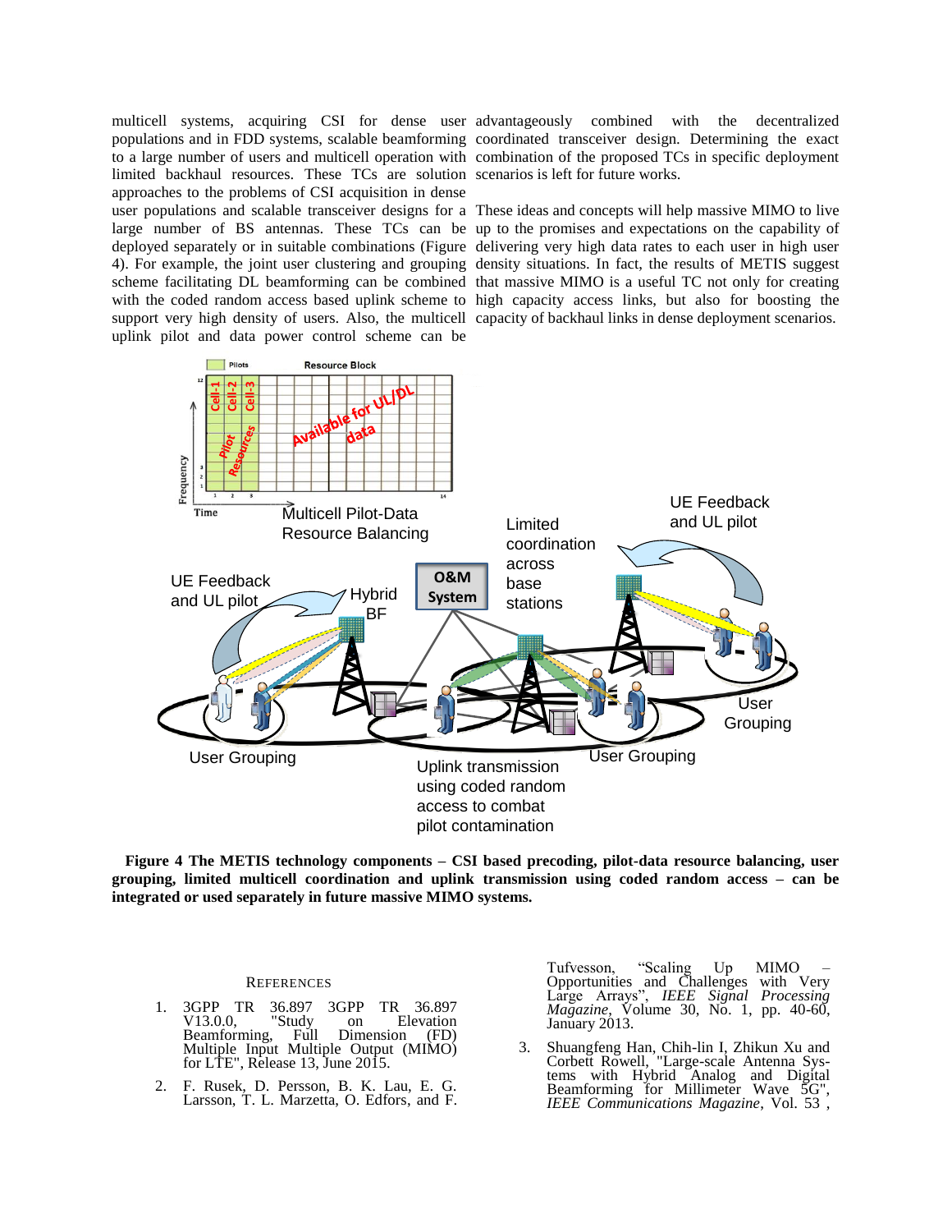multicell systems, acquiring CSI for dense user populations and in FDD systems, scalable beamforming to a large number of users and multicell operation with limited backhaul resources. These TCs are solution approaches to the problems of CSI acquisition in dense user populations and scalable transceiver designs for a large number of BS antennas. These TCs can be deployed separately or in suitable combinations (Figure 4). For example, the joint user clustering and grouping scheme facilitating DL beamforming can be combined with the coded random access based uplink scheme to support very high density of users. Also, the multicell uplink pilot and data power control scheme can be advantageously combined with the decentralized coordinated transceiver design. Determining the exact combination of the proposed TCs in specific deployment scenarios is left for future works.

These ideas and concepts will help massive MIMO to live up to the promises and expectations on the capability of delivering very high data rates to each user in high user density situations. In fact, the results of METIS suggest that massive MIMO is a useful TC not only for creating high capacity access links, but also for boosting the capacity of backhaul links in dense deployment scenarios.

**Figure 4 The METIS technology components – CSI based precoding, pilot-data resource balancing, user grouping, limited multicell coordination and uplink transmission using coded random access – can be integrated or used separately in future massive MIMO systems.**

## References

1. 3GPP TR 36.897 3GPP TR 36.897 V13.0.0, "Study on Elevation Beamforming, Full Dimension (FD) Multiple Input Multiple Output (MIMO) for LTE", Release 13, June 2015.
2. F. Rusek, D. Persson, B. K. Lau, E. G. Larsson, T. L. Marzetta, O. Edfors, and F. Tufvesson, "Scaling Up MIMO – Opportunities and Challenges with Very Large Arrays", *IEEE Signal Processing Magazine*, Volume 30, No. 1, pp. 40-60, January 2013.
3. Shuangfeng Han, Chih-lin I, Zhikun Xu and Corbett Rowell, "Large-scale Antenna Systems with Hybrid Analog and Digital Beamforming for Millimeter Wave 5G", *IEEE Communications Magazine*, Vol. 53 ,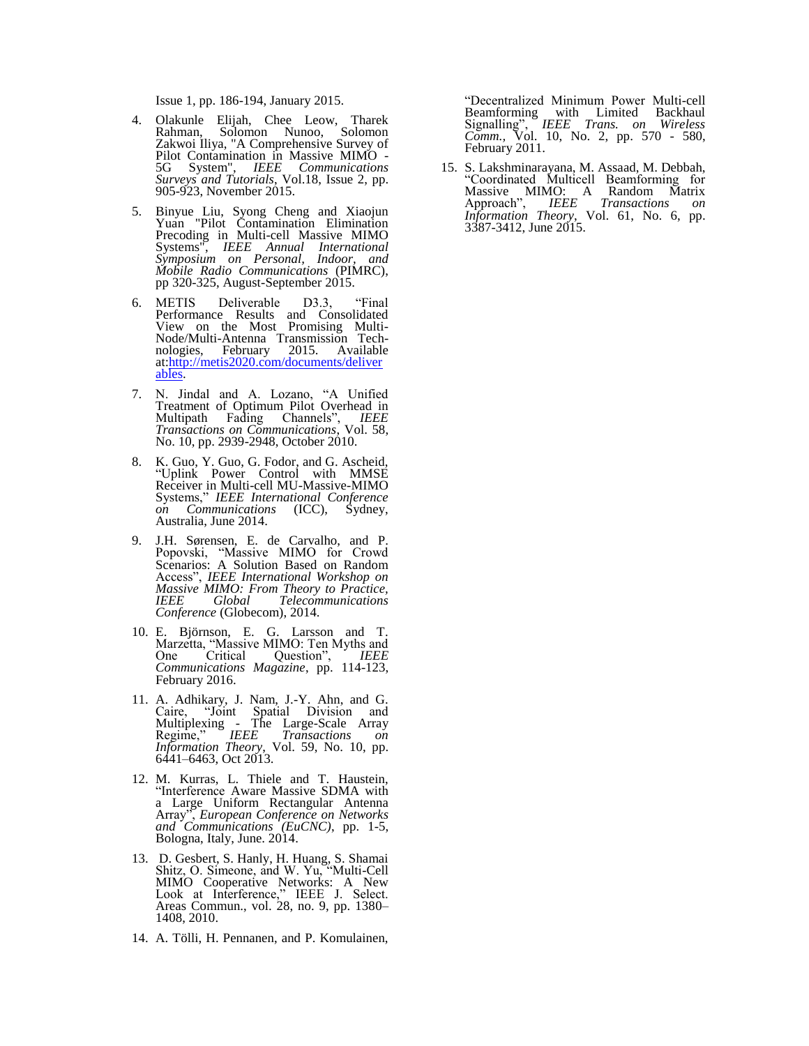Issue 1, pp. 186-194, January 2015.

4. Olakunle Elijah, Chee Leow, Tharek Rahman, Solomon Nunoo, Solomon Zakwoi Iliya, "A Comprehensive Survey of Pilot Contamination in Massive MIMO - 5G System", *IEEE Communications Surveys and Tutorials*, Vol.18, Issue 2, pp. 905-923, November 2015.

5. Binyue Liu, Syong Cheng and Xiaojun Yuan "Pilot Contamination Elimination Precoding in Multi-cell Massive MIMO Systems", *IEEE Annual International Symposium on Personal, Indoor, and Mobile Radio Communications* (PIMRC), pp 320-325, August-September 2015.

6. METIS Deliverable D3.3, "Final Performance Results and Consolidated View on the Most Promising Multi-Node/Multi-Antenna Transmission Technologies, February 2015. Available at:http://metis2020.com/documents/deliverables.

7. N. Jindal and A. Lozano, "A Unified Treatment of Optimum Pilot Overhead in Multipath Fading Channels", *IEEE Transactions on Communications*, Vol. 58, No. 10, pp. 2939-2948, October 2010.

8. K. Guo, Y. Guo, G. Fodor, and G. Ascheid, "Uplink Power Control with MMSE Receiver in Multi-cell MU-Massive-MIMO Systems," *IEEE International Conference on Communications* (ICC), Sydney, Australia, June 2014.

9. J.H. Sørensen, E. de Carvalho, and P. Popovski, "Massive MIMO for Crowd Scenarios: A Solution Based on Random Access", *IEEE International Workshop on Massive MIMO: From Theory to Practice, IEEE Global Telecommunications Conference* (Globecom), 2014.

10. E. Björnson, E. G. Larsson and T. Marzetta, "Massive MIMO: Ten Myths and One Critical Question", *IEEE Communications Magazine*, pp. 114-123, February 2016.

11. A. Adhikary, J. Nam, J.-Y. Ahn, and G. Caire, "Joint Spatial Division and Multiplexing - The Large-Scale Array Regime," *IEEE Transactions on Information Theory*, Vol. 59, No. 10, pp. 6441–6463, Oct 2013.

12. M. Kurras, L. Thiele and T. Haustein, "Interference Aware Massive SDMA with a Large Uniform Rectangular Antenna Array", *European Conference on Networks and Communications (EuCNC)*, pp. 1-5, Bologna, Italy, June. 2014.

13. D. Gesbert, S. Hanly, H. Huang, S. Shamai Shitz, O. Simeone, and W. Yu, "Multi-Cell MIMO Cooperative Networks: A New Look at Interference," IEEE J. Select. Areas Commun., vol. 28, no. 9, pp. 1380–1408, 2010.

14. A. Tölli, H. Pennanen, and P. Komulainen, "Decentralized Minimum Power Multi-cell Beamforming with Limited Backhaul Signalling", *IEEE Trans. on Wireless Comm.*, Vol. 10, No. 2, pp. 570 - 580, February 2011.

15. S. Lakshminarayana, M. Assaad, M. Debbah, "Coordinated Multicell Beamforming for Massive MIMO: A Random Matrix Approach", *IEEE Transactions on Information Theory*, Vol. 61, No. 6, pp. 3387-3412, June 2015.